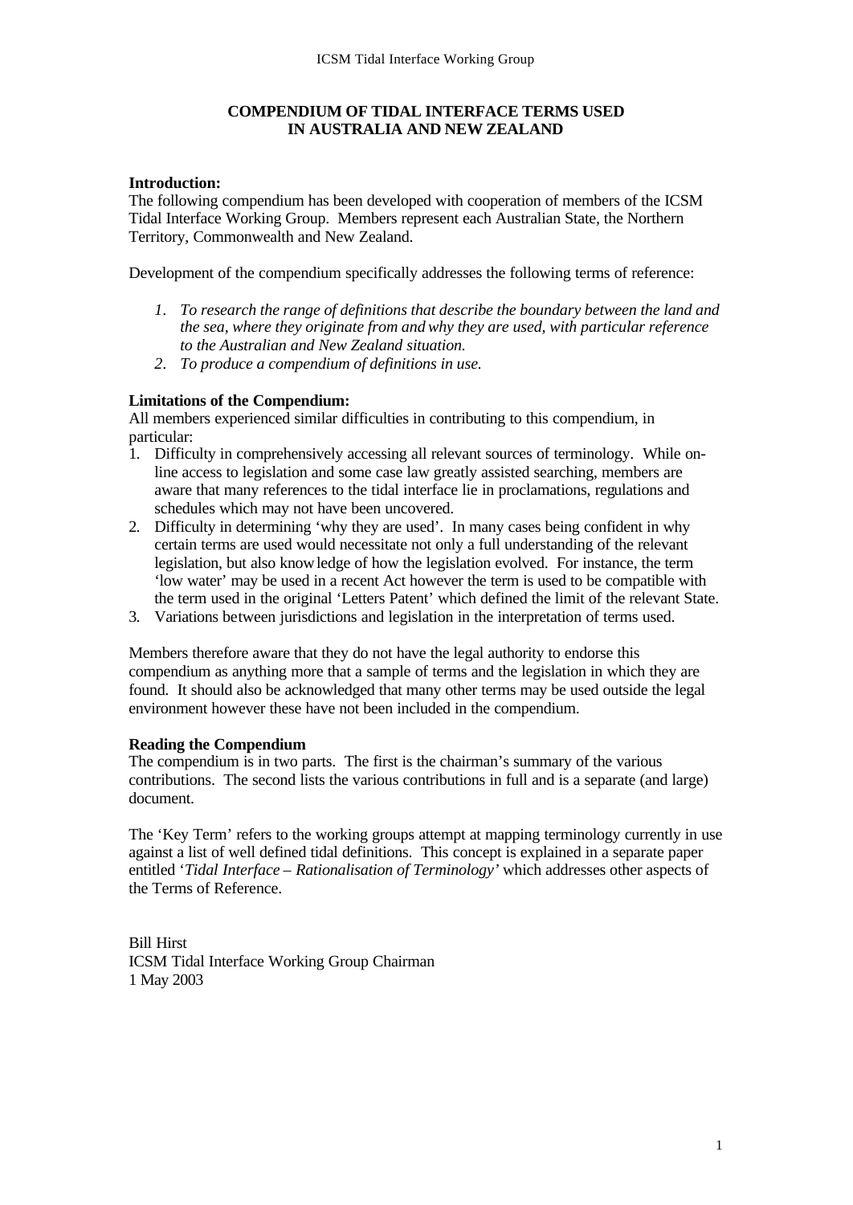# COMPENDIUM OF TIDAL INTERFACE TERMS USED IN AUSTRALIA AND NEW ZEALAND

**Introduction:**
The following compendium has been developed with cooperation of members of the ICSM Tidal Interface Working Group. Members represent each Australian State, the Northern Territory, Commonwealth and New Zealand.

Development of the compendium specifically addresses the following terms of reference:

1. *To research the range of definitions that describe the boundary between the land and the sea, where they originate from and why they are used, with particular reference to the Australian and New Zealand situation.*
2. *To produce a compendium of definitions in use.*

**Limitations of the Compendium:**
All members experienced similar difficulties in contributing to this compendium, in particular:

1. Difficulty in comprehensively accessing all relevant sources of terminology. While on-line access to legislation and some case law greatly assisted searching, members are aware that many references to the tidal interface lie in proclamations, regulations and schedules which may not have been uncovered.
2. Difficulty in determining 'why they are used'. In many cases being confident in why certain terms are used would necessitate not only a full understanding of the relevant legislation, but also knowledge of how the legislation evolved. For instance, the term 'low water' may be used in a recent Act however the term is used to be compatible with the term used in the original 'Letters Patent' which defined the limit of the relevant State.
3. Variations between jurisdictions and legislation in the interpretation of terms used.

Members therefore aware that they do not have the legal authority to endorse this compendium as anything more that a sample of terms and the legislation in which they are found. It should also be acknowledged that many other terms may be used outside the legal environment however these have not been included in the compendium.

**Reading the Compendium**
The compendium is in two parts. The first is the chairman's summary of the various contributions. The second lists the various contributions in full and is a separate (and large) document.

The 'Key Term' refers to the working groups attempt at mapping terminology currently in use against a list of well defined tidal definitions. This concept is explained in a separate paper entitled '*Tidal Interface – Rationalisation of Terminology*' which addresses other aspects of the Terms of Reference.

Bill Hirst
ICSM Tidal Interface Working Group Chairman
1 May 2003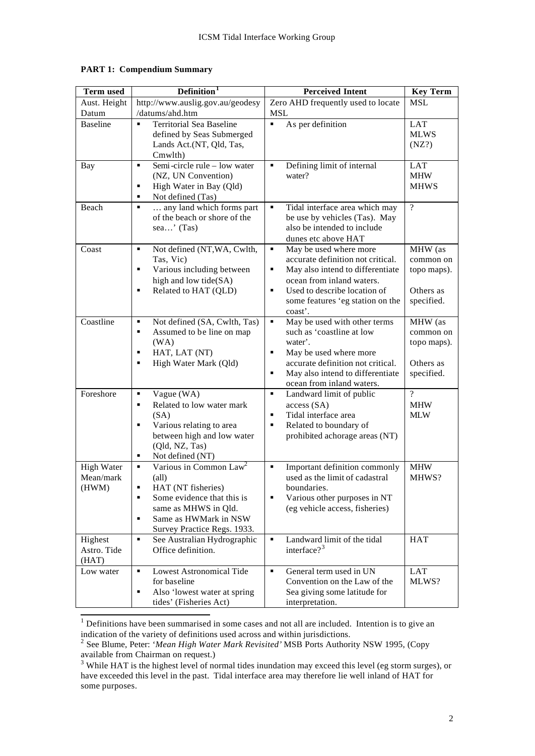**PART 1: Compendium Summary**

| Term used | Definition[1] | Perceived Intent | Key Term |
|---|---|---|---|
| Aust. Height Datum | http://www.auslig.gov.au/geodesy/datums/ahd.htm | Zero AHD frequently used to locate MSL | MSL |
| Baseline | ▪ Territorial Sea Baseline defined by Seas Submerged Lands Act.(NT, Qld, Tas, Cmwlth) | ▪ As per definition | LAT<br>MLWS<br>(NZ?) |
| Bay | ▪ Semi-circle rule – low water (NZ, UN Convention)<br>▪ High Water in Bay (Qld)<br>▪ Not defined (Tas) | ▪ Defining limit of internal water? | LAT<br>MHW<br>MHWS |
| Beach | ▪ … any land which forms part of the beach or shore of the sea…' (Tas) | ▪ Tidal interface area which may be use by vehicles (Tas). May also be intended to include dunes etc above HAT | ? |
| Coast | ▪ Not defined (NT,WA, Cwlth, Tas, Vic)<br>▪ Various including between high and low tide(SA)<br>▪ Related to HAT (QLD) | ▪ May be used where more accurate definition not critical.<br>▪ May also intend to differentiate ocean from inland waters.<br>▪ Used to describe location of some features 'eg station on the coast'. | MHW (as common on topo maps).<br><br>Others as specified. |
| Coastline | ▪ Not defined (SA, Cwlth, Tas)<br>▪ Assumed to be line on map (WA)<br>▪ HAT, LAT (NT)<br>▪ High Water Mark (Qld) | ▪ May be used with other terms such as 'coastline at low water'.<br>▪ May be used where more accurate definition not critical.<br>▪ May also intend to differentiate ocean from inland waters. | MHW (as common on topo maps).<br><br>Others as specified. |
| Foreshore | ▪ Vague (WA)<br>▪ Related to low water mark (SA)<br>▪ Various relating to area between high and low water (Qld, NZ, Tas)<br>▪ Not defined (NT) | ▪ Landward limit of public access (SA)<br>▪ Tidal interface area<br>▪ Related to boundary of prohibited achorage areas (NT) | ?<br>MHW<br>MLW |
| High Water Mean/mark (HWM) | ▪ Various in Common Law[2] (all)<br>▪ HAT (NT fisheries)<br>▪ Some evidence that this is same as MHWS in Qld.<br>▪ Same as HWMark in NSW Survey Practice Regs. 1933. | ▪ Important definition commonly used as the limit of cadastral boundaries.<br>▪ Various other purposes in NT (eg vehicle access, fisheries) | MHW<br>MHWS? |
| Highest Astro. Tide (HAT) | ▪ See Australian Hydrographic Office definition. | ▪ Landward limit of the tidal interface?[3] | HAT |
| Low water | ▪ Lowest Astronomical Tide for baseline<br>▪ Also 'lowest water at spring tides' (Fisheries Act) | ▪ General term used in UN Convention on the Law of the Sea giving some latitude for interpretation. | LAT<br>MLWS? |

[1] Definitions have been summarised in some cases and not all are included. Intention is to give an indication of the variety of definitions used across and within jurisdictions.

[2] See Blume, Peter: '*Mean High Water Mark Revisited'* MSB Ports Authority NSW 1995, (Copy available from Chairman on request.)

[3] While HAT is the highest level of normal tides inundation may exceed this level (eg storm surges), or have exceeded this level in the past. Tidal interface area may therefore lie well inland of HAT for some purposes.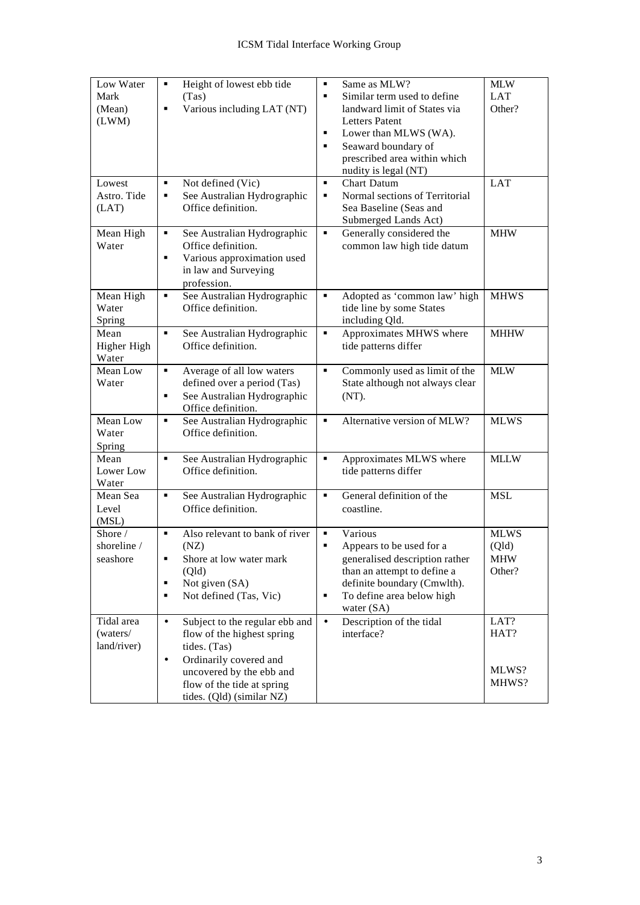| Low Water Mark (Mean) (LWM) | ▪ Height of lowest ebb tide (Tas)<br>▪ Various including LAT (NT) | ▪ Same as MLW?<br>▪ Similar term used to define landward limit of States via Letters Patent<br>▪ Lower than MLWS (WA).<br>▪ Seaward boundary of prescribed area within which nudity is legal (NT) | MLW<br>LAT<br>Other? |
|---|---|---|---|
| Lowest Astro. Tide (LAT) | ▪ Not defined (Vic)<br>▪ See Australian Hydrographic Office definition. | ▪ Chart Datum<br>▪ Normal sections of Territorial Sea Baseline (Seas and Submerged Lands Act) | LAT |
| Mean High Water | ▪ See Australian Hydrographic Office definition.<br>▪ Various approximation used in law and Surveying profession. | ▪ Generally considered the common law high tide datum | MHW |
| Mean High Water Spring | ▪ See Australian Hydrographic Office definition. | ▪ Adopted as 'common law' high tide line by some States including Qld. | MHWS |
| Mean Higher High Water | ▪ See Australian Hydrographic Office definition. | ▪ Approximates MHWS where tide patterns differ | MHHW |
| Mean Low Water | ▪ Average of all low waters defined over a period (Tas)<br>▪ See Australian Hydrographic Office definition. | ▪ Commonly used as limit of the State although not always clear (NT). | MLW |
| Mean Low Water Spring | ▪ See Australian Hydrographic Office definition. | ▪ Alternative version of MLW? | MLWS |
| Mean Lower Low Water | ▪ See Australian Hydrographic Office definition. | ▪ Approximates MLWS where tide patterns differ | MLLW |
| Mean Sea Level (MSL) | ▪ See Australian Hydrographic Office definition. | ▪ General definition of the coastline. | MSL |
| Shore / shoreline / seashore | ▪ Also relevant to bank of river (NZ)<br>▪ Shore at low water mark (Qld)<br>▪ Not given (SA)<br>▪ Not defined (Tas, Vic) | ▪ Various<br>▪ Appears to be used for a generalised description rather than an attempt to define a definite boundary (Cmwlth).<br>▪ To define area below high water (SA) | MLWS (Qld)<br>MHW<br>Other? |
| Tidal area (waters/ land/river) | • Subject to the regular ebb and flow of the highest spring tides. (Tas)<br>• Ordinarily covered and uncovered by the ebb and flow of the tide at spring tides. (Qld) (similar NZ) | • Description of the tidal interface? | LAT?<br>HAT?<br><br>MLWS?<br>MHWS? |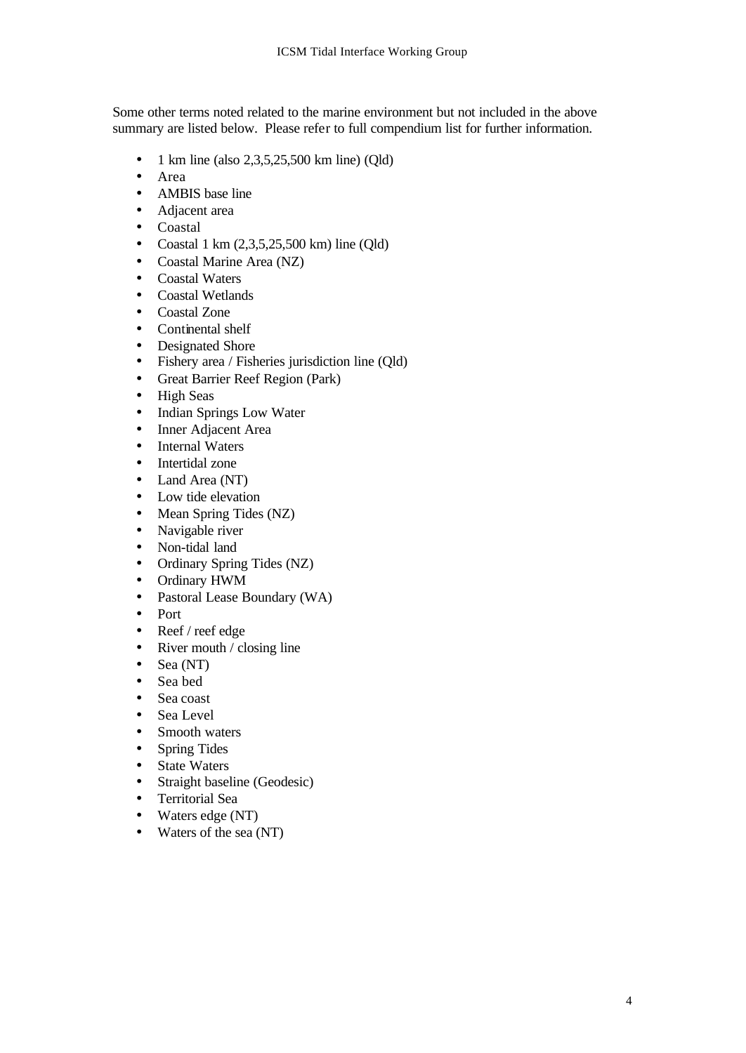Some other terms noted related to the marine environment but not included in the above summary are listed below. Please refer to full compendium list for further information.

- 1 km line (also 2,3,5,25,500 km line) (Qld)
- Area
- AMBIS base line
- Adjacent area
- Coastal
- Coastal 1 km (2,3,5,25,500 km) line (Qld)
- Coastal Marine Area (NZ)
- Coastal Waters
- Coastal Wetlands
- Coastal Zone
- Continental shelf
- Designated Shore
- Fishery area / Fisheries jurisdiction line (Qld)
- Great Barrier Reef Region (Park)
- High Seas
- Indian Springs Low Water
- Inner Adjacent Area
- Internal Waters
- Intertidal zone
- Land Area (NT)
- Low tide elevation
- Mean Spring Tides (NZ)
- Navigable river
- Non-tidal land
- Ordinary Spring Tides (NZ)
- Ordinary HWM
- Pastoral Lease Boundary (WA)
- Port
- Reef / reef edge
- River mouth / closing line
- Sea (NT)
- Sea bed
- Sea coast
- Sea Level
- Smooth waters
- Spring Tides
- State Waters
- Straight baseline (Geodesic)
- Territorial Sea
- Waters edge (NT)
- Waters of the sea (NT)